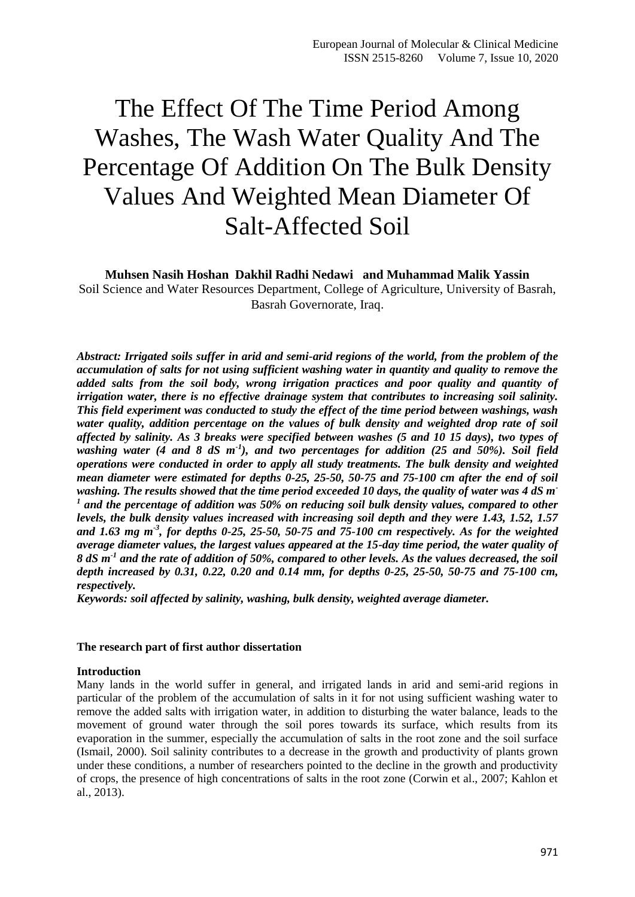// Transcribes page 1 of a journal article on salt-affected soil washing; journal header omitted.
# The Effect Of The Time Period Among Washes, The Wash Water Quality And The Percentage Of Addition On The Bulk Density Values And Weighted Mean Diameter Of Salt-Affected Soil

**Muhsen Nasih Hoshan Dakhil Radhi Nedawi and Muhammad Malik Yassin**

Soil Science and Water Resources Department, College of Agriculture, University of Basrah, Basrah Governorate, Iraq.

***Abstract: Irrigated soils suffer in arid and semi-arid regions of the world, from the problem of the accumulation of salts for not using sufficient washing water in quantity and quality to remove the added salts from the soil body, wrong irrigation practices and poor quality and quantity of irrigation water, there is no effective drainage system that contributes to increasing soil salinity. This field experiment was conducted to study the effect of the time period between washings, wash water quality, addition percentage on the values of bulk density and weighted drop rate of soil affected by salinity. As 3 breaks were specified between washes (5 and 10 15 days), two types of washing water (4 and 8 dS $m^{-1}$), and two percentages for addition (25 and 50%). Soil field operations were conducted in order to apply all study treatments. The bulk density and weighted mean diameter were estimated for depths 0-25, 25-50, 50-75 and 75-100 cm after the end of soil washing. The results showed that the time period exceeded 10 days, the quality of water was 4 dS $m^{-1}$ and the percentage of addition was 50% on reducing soil bulk density values, compared to other levels, the bulk density values increased with increasing soil depth and they were 1.43, 1.52, 1.57 and 1.63 mg $m^{-3}$, for depths 0-25, 25-50, 50-75 and 75-100 cm respectively. As for the weighted average diameter values, the largest values appeared at the 15-day time period, the water quality of 8 dS $m^{-1}$ and the rate of addition of 50%, compared to other levels. As the values decreased, the soil depth increased by 0.31, 0.22, 0.20 and 0.14 mm, for depths 0-25, 25-50, 50-75 and 75-100 cm, respectively.***

***Keywords: soil affected by salinity, washing, bulk density, weighted average diameter.***

**The research part of first author dissertation**

**Introduction**

Many lands in the world suffer in general, and irrigated lands in arid and semi-arid regions in particular of the problem of the accumulation of salts in it for not using sufficient washing water to remove the added salts with irrigation water, in addition to disturbing the water balance, leads to the movement of ground water through the soil pores towards its surface, which results from its evaporation in the summer, especially the accumulation of salts in the root zone and the soil surface (Ismail, 2000). Soil salinity contributes to a decrease in the growth and productivity of plants grown under these conditions, a number of researchers pointed to the decline in the growth and productivity of crops, the presence of high concentrations of salts in the root zone (Corwin et al., 2007; Kahlon et al., 2013).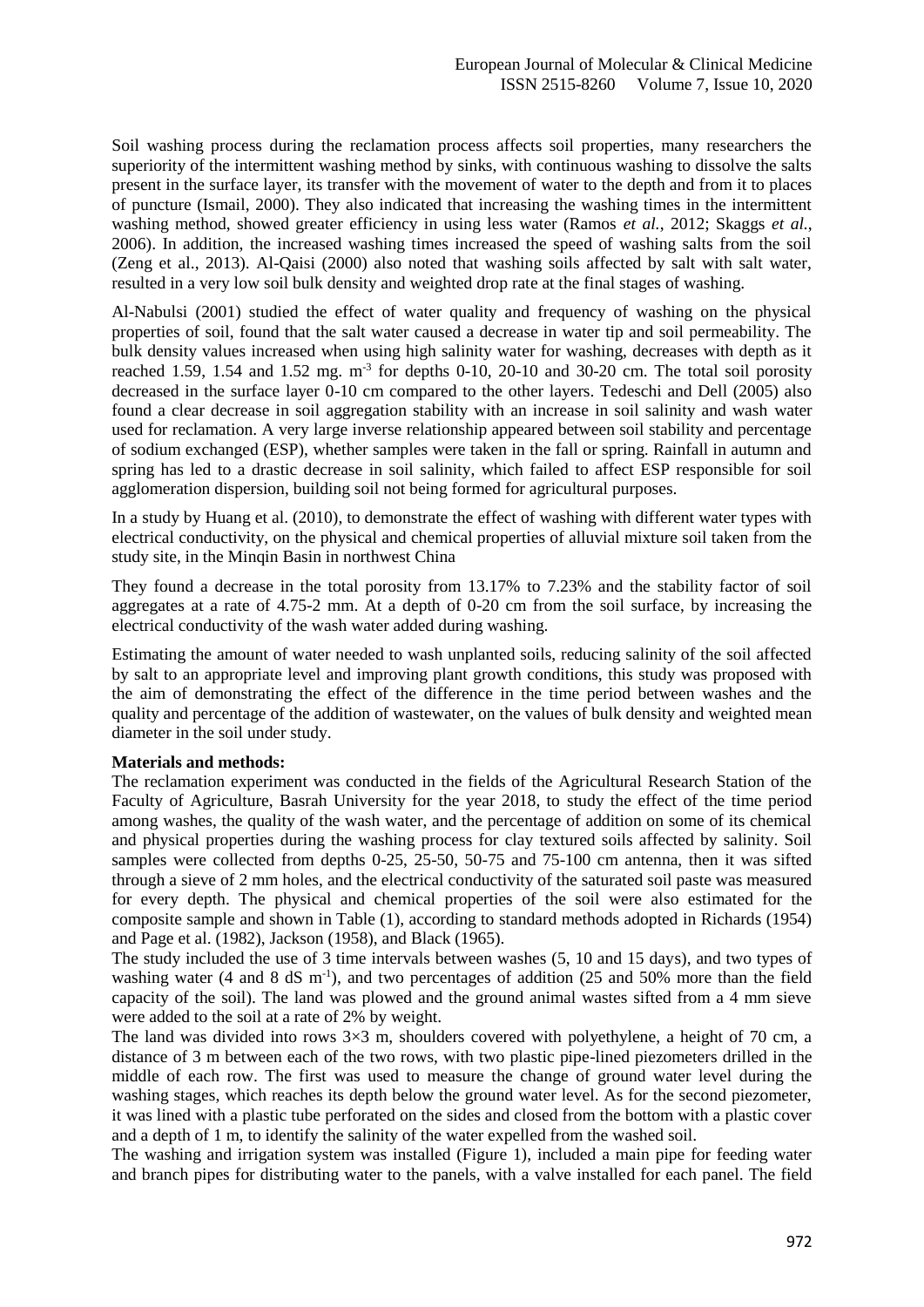Soil washing process during the reclamation process affects soil properties, many researchers the superiority of the intermittent washing method by sinks, with continuous washing to dissolve the salts present in the surface layer, its transfer with the movement of water to the depth and from it to places of puncture (Ismail, 2000). They also indicated that increasing the washing times in the intermittent washing method, showed greater efficiency in using less water (Ramos *et al.*, 2012; Skaggs *et al.*, 2006). In addition, the increased washing times increased the speed of washing salts from the soil (Zeng et al., 2013). Al-Qaisi (2000) also noted that washing soils affected by salt with salt water, resulted in a very low soil bulk density and weighted drop rate at the final stages of washing.

Al-Nabulsi (2001) studied the effect of water quality and frequency of washing on the physical properties of soil, found that the salt water caused a decrease in water tip and soil permeability. The bulk density values increased when using high salinity water for washing, decreases with depth as it reached 1.59, 1.54 and 1.52 mg. $m^{-3}$ for depths 0-10, 20-10 and 30-20 cm. The total soil porosity decreased in the surface layer 0-10 cm compared to the other layers. Tedeschi and Dell (2005) also found a clear decrease in soil aggregation stability with an increase in soil salinity and wash water used for reclamation. A very large inverse relationship appeared between soil stability and percentage of sodium exchanged (ESP), whether samples were taken in the fall or spring. Rainfall in autumn and spring has led to a drastic decrease in soil salinity, which failed to affect ESP responsible for soil agglomeration dispersion, building soil not being formed for agricultural purposes.

In a study by Huang et al. (2010), to demonstrate the effect of washing with different water types with electrical conductivity, on the physical and chemical properties of alluvial mixture soil taken from the study site, in the Minqin Basin in northwest China

They found a decrease in the total porosity from 13.17% to 7.23% and the stability factor of soil aggregates at a rate of 4.75-2 mm. At a depth of 0-20 cm from the soil surface, by increasing the electrical conductivity of the wash water added during washing.

Estimating the amount of water needed to wash unplanted soils, reducing salinity of the soil affected by salt to an appropriate level and improving plant growth conditions, this study was proposed with the aim of demonstrating the effect of the difference in the time period between washes and the quality and percentage of the addition of wastewater, on the values of bulk density and weighted mean diameter in the soil under study.

**Materials and methods:**

The reclamation experiment was conducted in the fields of the Agricultural Research Station of the Faculty of Agriculture, Basrah University for the year 2018, to study the effect of the time period among washes, the quality of the wash water, and the percentage of addition on some of its chemical and physical properties during the washing process for clay textured soils affected by salinity. Soil samples were collected from depths 0-25, 25-50, 50-75 and 75-100 cm antenna, then it was sifted through a sieve of 2 mm holes, and the electrical conductivity of the saturated soil paste was measured for every depth. The physical and chemical properties of the soil were also estimated for the composite sample and shown in Table (1), according to standard methods adopted in Richards (1954) and Page et al. (1982), Jackson (1958), and Black (1965).

The study included the use of 3 time intervals between washes (5, 10 and 15 days), and two types of washing water (4 and 8 dS $m^{-1}$), and two percentages of addition (25 and 50% more than the field capacity of the soil). The land was plowed and the ground animal wastes sifted from a 4 mm sieve were added to the soil at a rate of 2% by weight.

The land was divided into rows 3×3 m, shoulders covered with polyethylene, a height of 70 cm, a distance of 3 m between each of the two rows, with two plastic pipe-lined piezometers drilled in the middle of each row. The first was used to measure the change of ground water level during the washing stages, which reaches its depth below the ground water level. As for the second piezometer, it was lined with a plastic tube perforated on the sides and closed from the bottom with a plastic cover and a depth of 1 m, to identify the salinity of the water expelled from the washed soil.

The washing and irrigation system was installed (Figure 1), included a main pipe for feeding water and branch pipes for distributing water to the panels, with a valve installed for each panel. The field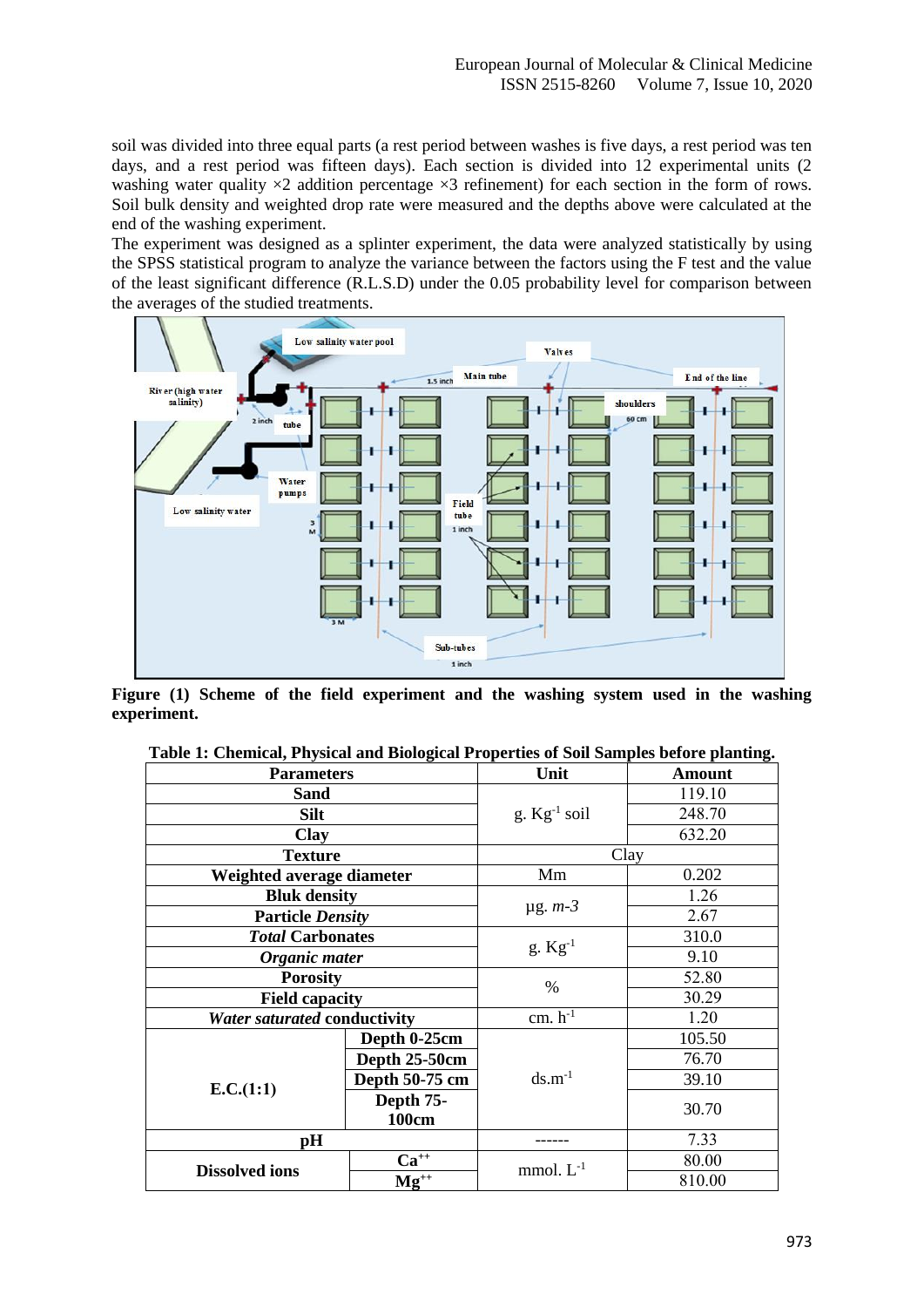soil was divided into three equal parts (a rest period between washes is five days, a rest period was ten days, and a rest period was fifteen days). Each section is divided into 12 experimental units (2 washing water quality ×2 addition percentage ×3 refinement) for each section in the form of rows. Soil bulk density and weighted drop rate were measured and the depths above were calculated at the end of the washing experiment.

The experiment was designed as a splinter experiment, the data were analyzed statistically by using the SPSS statistical program to analyze the variance between the factors using the F test and the value of the least significant difference (R.L.S.D) under the 0.05 probability level for comparison between the averages of the studied treatments.

**Figure (1) Scheme of the field experiment and the washing system used in the washing experiment.**

**Table 1: Chemical, Physical and Biological Properties of Soil Samples before planting.**

| Parameters | | Unit | Amount |
|---|---|---|---|
| **Sand** | | g. $Kg^{-1}$ soil | 119.10 |
| **Silt** | | | 248.70 |
| **Clay** | | | 632.20 |
| **Texture** | | Clay | |
| **Weighted average diameter** | | Mm | 0.202 |
| **Bluk density** | | µg. *m-3* | 1.26 |
| **Particle *Density*** | | | 2.67 |
| ***Total* Carbonates** | | g. $Kg^{-1}$ | 310.0 |
| ***Organic mater*** | | | 9.10 |
| **Porosity** | | % | 52.80 |
| **Field capacity** | | | 30.29 |
| ***Water saturated* conductivity** | | cm. $h^{-1}$ | 1.20 |
| **E.C.(1:1)** | **Depth 0-25cm** | ds.$m^{-1}$ | 105.50 |
| | **Depth 25-50cm** | | 76.70 |
| | **Depth 50-75 cm** | | 39.10 |
| | **Depth 75-100cm** | | 30.70 |
| **pH** | | ------ | 7.33 |
| **Dissolved ions** | $Ca^{++}$ | mmol. $L^{-1}$ | 80.00 |
| | $Mg^{++}$ | | 810.00 |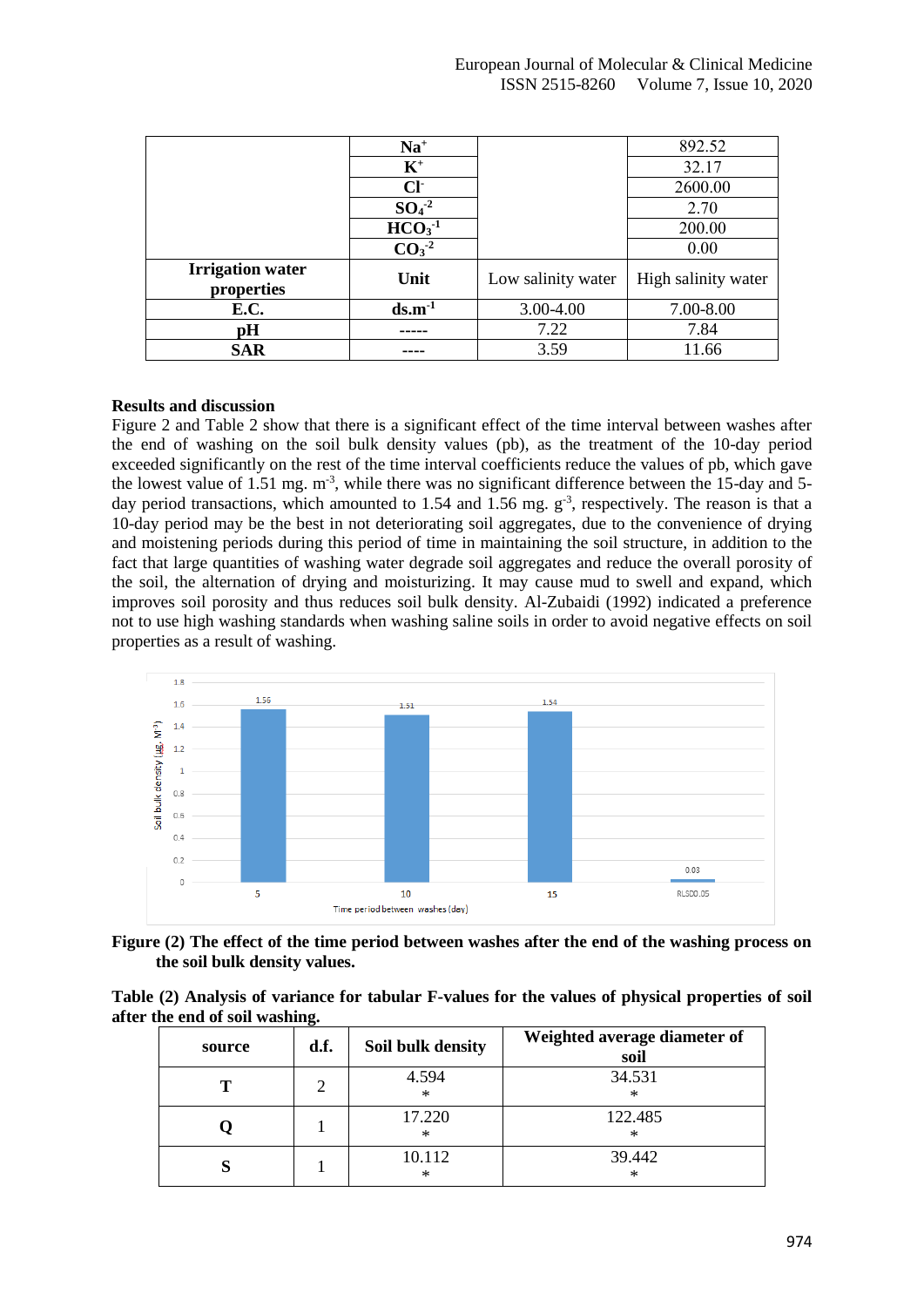|  | $Na^{+}$ |  | 892.52 |
|---|---|---|---|
|  | $K^{+}$ |  | 32.17 |
|  | $Cl^{-}$ |  | 2600.00 |
|  | $SO_4^{-2}$ |  | 2.70 |
|  | $HCO_3^{-1}$ |  | 200.00 |
|  | $CO_3^{-2}$ |  | 0.00 |
| **Irrigation water properties** | **Unit** | Low salinity water | High salinity water |
| **E.C.** | **$ds.m^{-1}$** | 3.00-4.00 | 7.00-8.00 |
| **pH** | ----- | 7.22 | 7.84 |
| **SAR** | ---- | 3.59 | 11.66 |

**Results and discussion**

Figure 2 and Table 2 show that there is a significant effect of the time interval between washes after the end of washing on the soil bulk density values (pb), as the treatment of the 10-day period exceeded significantly on the rest of the time interval coefficients reduce the values of pb, which gave the lowest value of 1.51 mg. $m^{-3}$, while there was no significant difference between the 15-day and 5-day period transactions, which amounted to 1.54 and 1.56 mg. $g^{-3}$, respectively. The reason is that a 10-day period may be the best in not deteriorating soil aggregates, due to the convenience of drying and moistening periods during this period of time in maintaining the soil structure, in addition to the fact that large quantities of washing water degrade soil aggregates and reduce the overall porosity of the soil, the alternation of drying and moisturizing. It may cause mud to swell and expand, which improves soil porosity and thus reduces soil bulk density. Al-Zubaidi (1992) indicated a preference not to use high washing standards when washing saline soils in order to avoid negative effects on soil properties as a result of washing.

**Figure (2) The effect of the time period between washes after the end of the washing process on the soil bulk density values.**

**Table (2) Analysis of variance for tabular F-values for the values of physical properties of soil after the end of soil washing.**

| source | d.f. | Soil bulk density | Weighted average diameter of soil |
|---|---|---|---|
| **T** | 2 | 4.594 * | 34.531 * |
| **Q** | 1 | 17.220 * | 122.485 * |
| **S** | 1 | 10.112 * | 39.442 * |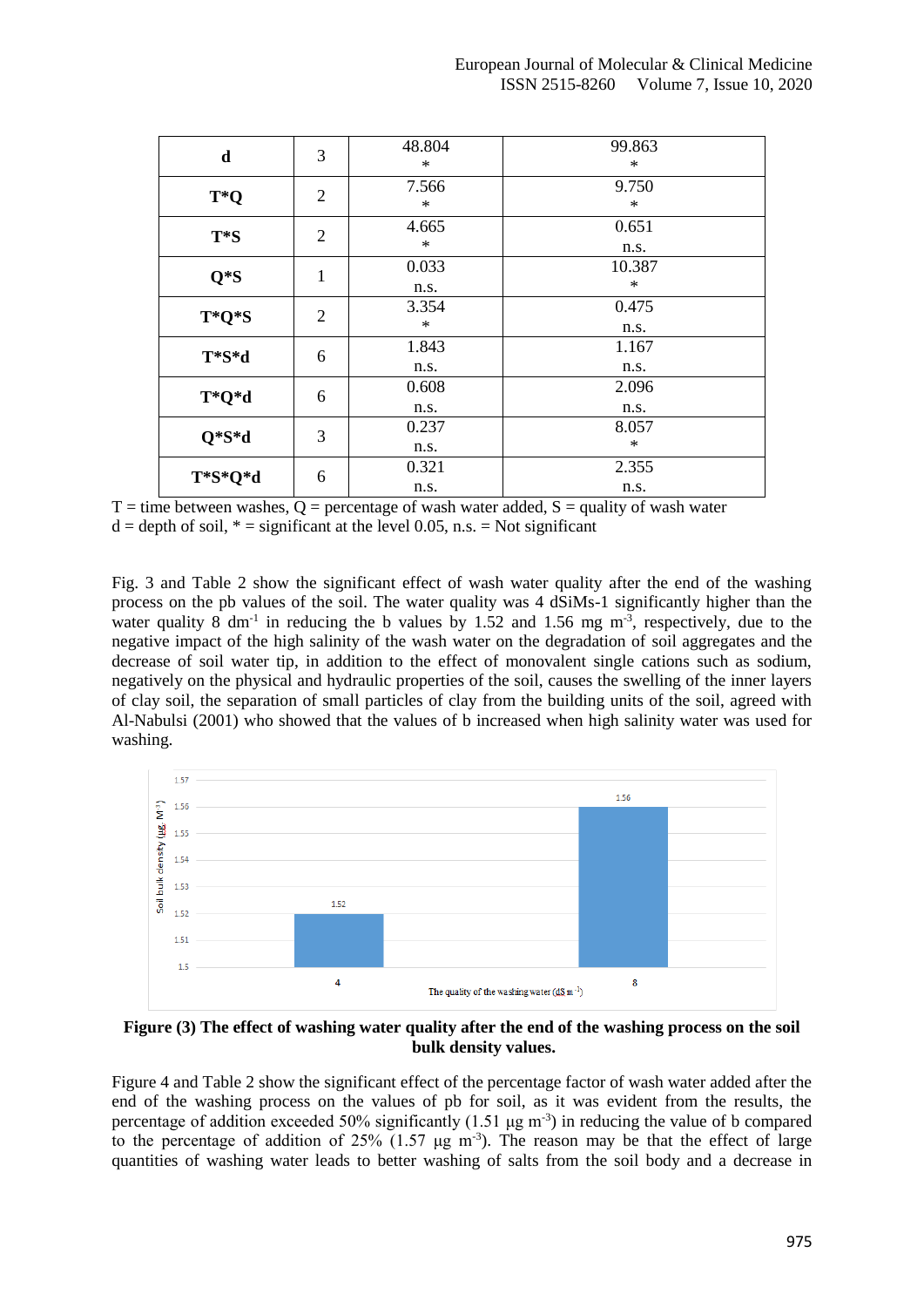| d | 3 | 48.804 * | 99.863 * |
|---|---|---|---|
| T*Q | 2 | 7.566 * | 9.750 * |
| T*S | 2 | 4.665 * | 0.651 n.s. |
| Q*S | 1 | 0.033 n.s. | 10.387 * |
| T*Q*S | 2 | 3.354 * | 0.475 n.s. |
| T*S*d | 6 | 1.843 n.s. | 1.167 n.s. |
| T*Q*d | 6 | 0.608 n.s. | 2.096 n.s. |
| Q*S*d | 3 | 0.237 n.s. | 8.057 * |
| T*S*Q*d | 6 | 0.321 n.s. | 2.355 n.s. |

T = time between washes, Q = percentage of wash water added, S = quality of wash water
d = depth of soil, * = significant at the level 0.05, n.s. = Not significant

Fig. 3 and Table 2 show the significant effect of wash water quality after the end of the washing process on the pb values of the soil. The water quality was 4 dSiMs-1 significantly higher than the water quality 8 $dm^{-1}$ in reducing the b values by 1.52 and 1.56 mg $m^{-3}$, respectively, due to the negative impact of the high salinity of the wash water on the degradation of soil aggregates and the decrease of soil water tip, in addition to the effect of monovalent single cations such as sodium, negatively on the physical and hydraulic properties of the soil, causes the swelling of the inner layers of clay soil, the separation of small particles of clay from the building units of the soil, agreed with Al-Nabulsi (2001) who showed that the values of b increased when high salinity water was used for washing.

**Figure (3) The effect of washing water quality after the end of the washing process on the soil bulk density values.**

Figure 4 and Table 2 show the significant effect of the percentage factor of wash water added after the end of the washing process on the values of pb for soil, as it was evident from the results, the percentage of addition exceeded 50% significantly (1.51 μg $m^{-3}$) in reducing the value of b compared to the percentage of addition of 25% (1.57 μg $m^{-3}$). The reason may be that the effect of large quantities of washing water leads to better washing of salts from the soil body and a decrease in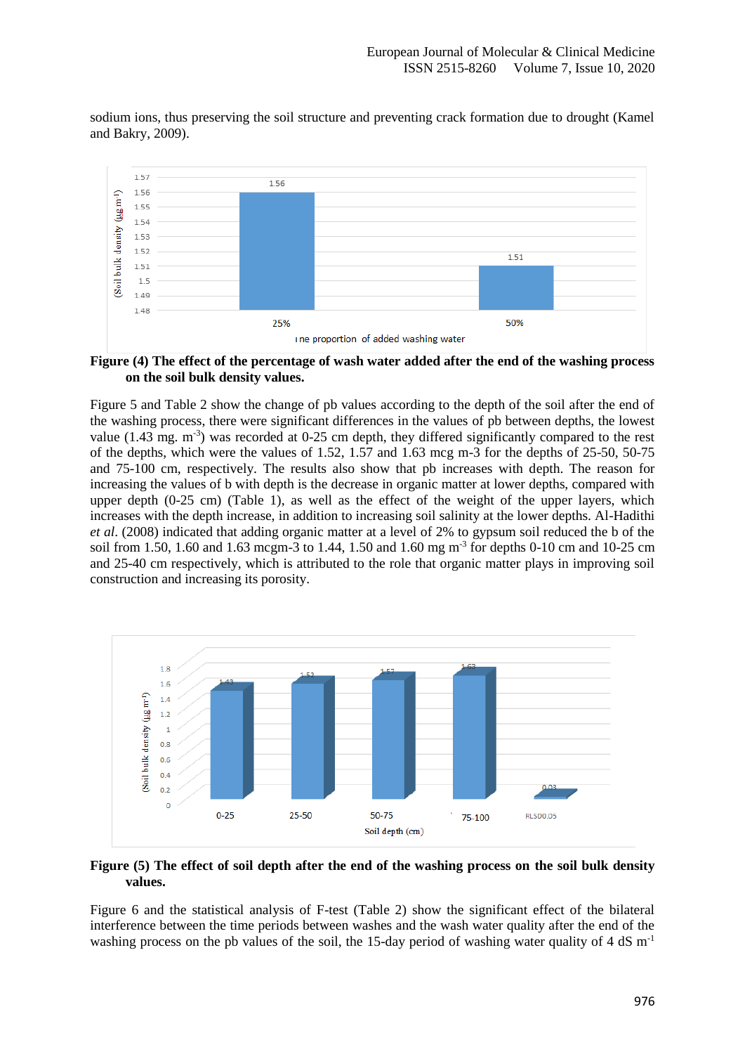sodium ions, thus preserving the soil structure and preventing crack formation due to drought (Kamel and Bakry, 2009).

**Figure (4) The effect of the percentage of wash water added after the end of the washing process on the soil bulk density values.**

Figure 5 and Table 2 show the change of pb values according to the depth of the soil after the end of the washing process, there were significant differences in the values of pb between depths, the lowest value (1.43 mg. $m^{-3}$) was recorded at 0-25 cm depth, they differed significantly compared to the rest of the depths, which were the values of 1.52, 1.57 and 1.63 mcg m-3 for the depths of 25-50, 50-75 and 75-100 cm, respectively. The results also show that pb increases with depth. The reason for increasing the values of b with depth is the decrease in organic matter at lower depths, compared with upper depth (0-25 cm) (Table 1), as well as the effect of the weight of the upper layers, which increases with the depth increase, in addition to increasing soil salinity at the lower depths. Al-Hadithi *et al*. (2008) indicated that adding organic matter at a level of 2% to gypsum soil reduced the b of the soil from 1.50, 1.60 and 1.63 mcgm-3 to 1.44, 1.50 and 1.60 mg $m^{-3}$ for depths 0-10 cm and 10-25 cm and 25-40 cm respectively, which is attributed to the role that organic matter plays in improving soil construction and increasing its porosity.

**Figure (5) The effect of soil depth after the end of the washing process on the soil bulk density values.**

Figure 6 and the statistical analysis of F-test (Table 2) show the significant effect of the bilateral interference between the time periods between washes and the wash water quality after the end of the washing process on the pb values of the soil, the 15-day period of washing water quality of 4 dS $m^{-1}$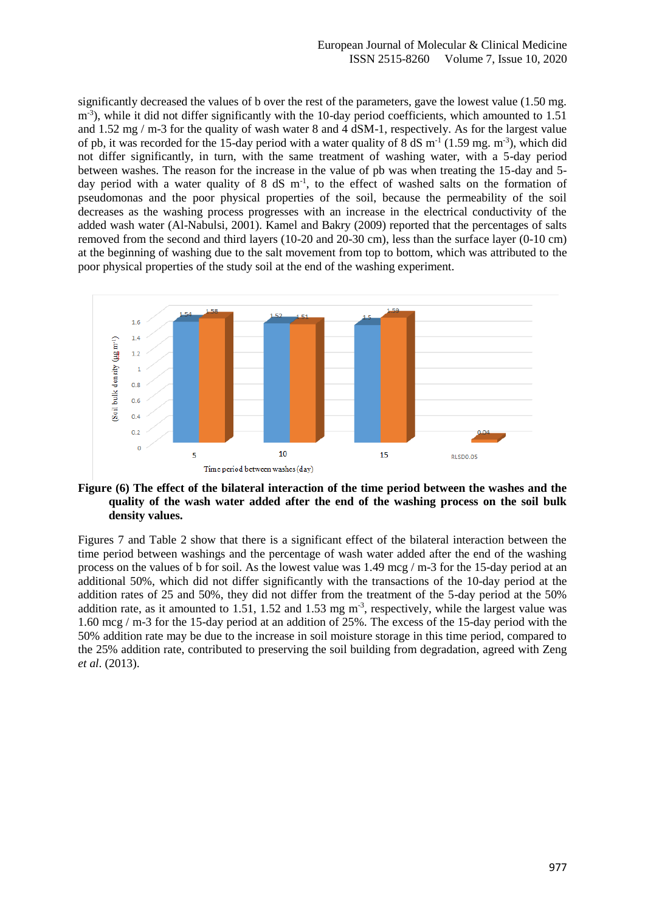significantly decreased the values of b over the rest of the parameters, gave the lowest value (1.50 mg. $m^{-3}$), while it did not differ significantly with the 10-day period coefficients, which amounted to 1.51 and 1.52 mg / m-3 for the quality of wash water 8 and 4 dSM-1, respectively. As for the largest value of pb, it was recorded for the 15-day period with a water quality of 8 dS $m^{-1}$ (1.59 mg. $m^{-3}$), which did not differ significantly, in turn, with the same treatment of washing water, with a 5-day period between washes. The reason for the increase in the value of pb was when treating the 15-day and 5-day period with a water quality of 8 dS $m^{-1}$, to the effect of washed salts on the formation of pseudomonas and the poor physical properties of the soil, because the permeability of the soil decreases as the washing process progresses with an increase in the electrical conductivity of the added wash water (Al-Nabulsi, 2001). Kamel and Bakry (2009) reported that the percentages of salts removed from the second and third layers (10-20 and 20-30 cm), less than the surface layer (0-10 cm) at the beginning of washing due to the salt movement from top to bottom, which was attributed to the poor physical properties of the study soil at the end of the washing experiment.

**Figure (6) The effect of the bilateral interaction of the time period between the washes and the quality of the wash water added after the end of the washing process on the soil bulk density values.**

Figures 7 and Table 2 show that there is a significant effect of the bilateral interaction between the time period between washings and the percentage of wash water added after the end of the washing process on the values of b for soil. As the lowest value was 1.49 mcg / m-3 for the 15-day period at an additional 50%, which did not differ significantly with the transactions of the 10-day period at the addition rates of 25 and 50%, they did not differ from the treatment of the 5-day period at the 50% addition rate, as it amounted to 1.51, 1.52 and 1.53 mg $m^{-3}$, respectively, while the largest value was 1.60 mcg / m-3 for the 15-day period at an addition of 25%. The excess of the 15-day period with the 50% addition rate may be due to the increase in soil moisture storage in this time period, compared to the 25% addition rate, contributed to preserving the soil building from degradation, agreed with Zeng *et al*. (2013).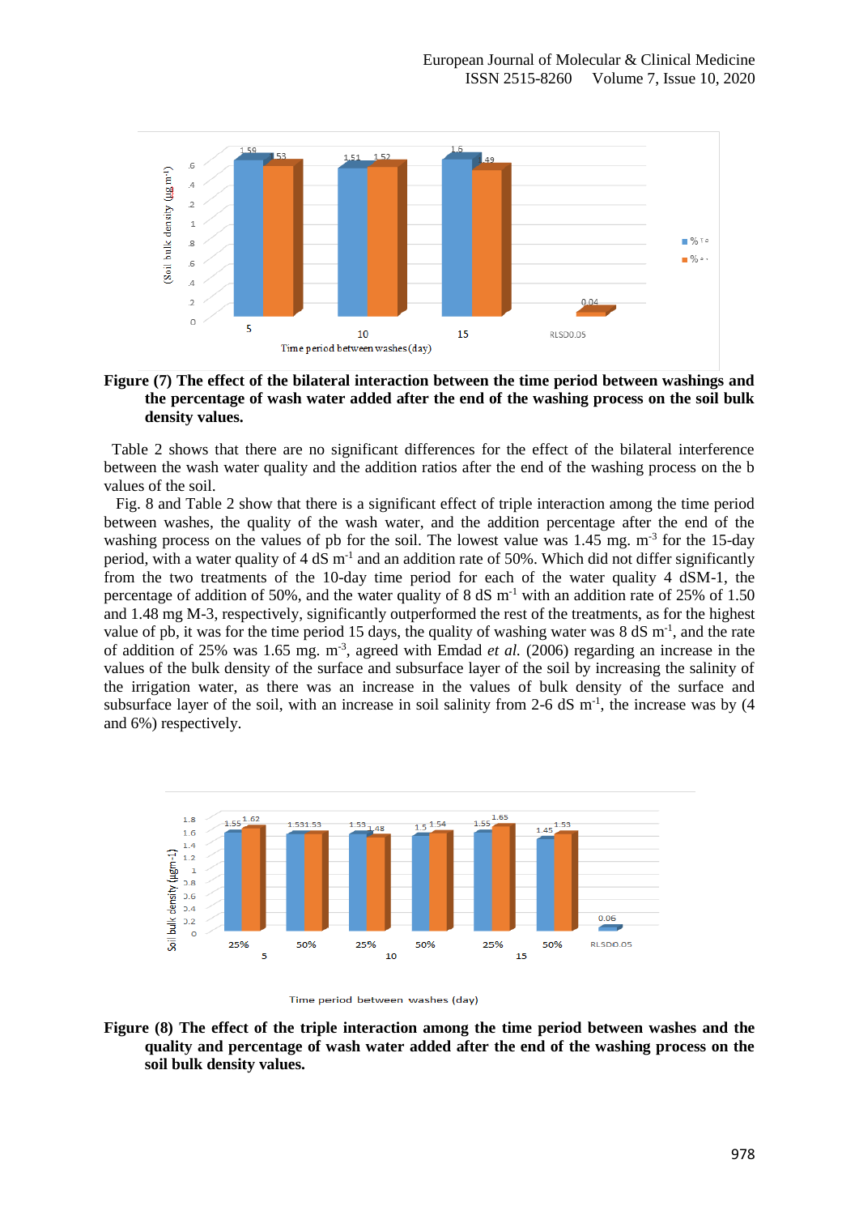**Figure (7) The effect of the bilateral interaction between the time period between washings and the percentage of wash water added after the end of the washing process on the soil bulk density values.**

Table 2 shows that there are no significant differences for the effect of the bilateral interference between the wash water quality and the addition ratios after the end of the washing process on the b values of the soil.

Fig. 8 and Table 2 show that there is a significant effect of triple interaction among the time period between washes, the quality of the wash water, and the addition percentage after the end of the washing process on the values of pb for the soil. The lowest value was 1.45 mg. $m^{-3}$ for the 15-day period, with a water quality of 4 dS $m^{-1}$ and an addition rate of 50%. Which did not differ significantly from the two treatments of the 10-day time period for each of the water quality 4 dSM-1, the percentage of addition of 50%, and the water quality of 8 dS $m^{-1}$ with an addition rate of 25% of 1.50 and 1.48 mg M-3, respectively, significantly outperformed the rest of the treatments, as for the highest value of pb, it was for the time period 15 days, the quality of washing water was 8 dS $m^{-1}$, and the rate of addition of 25% was 1.65 mg. $m^{-3}$, agreed with Emdad *et al.* (2006) regarding an increase in the values of the bulk density of the surface and subsurface layer of the soil by increasing the salinity of the irrigation water, as there was an increase in the values of bulk density of the surface and subsurface layer of the soil, with an increase in soil salinity from 2-6 dS $m^{-1}$, the increase was by (4 and 6%) respectively.

**Figure (8) The effect of the triple interaction among the time period between washes and the quality and percentage of wash water added after the end of the washing process on the soil bulk density values.**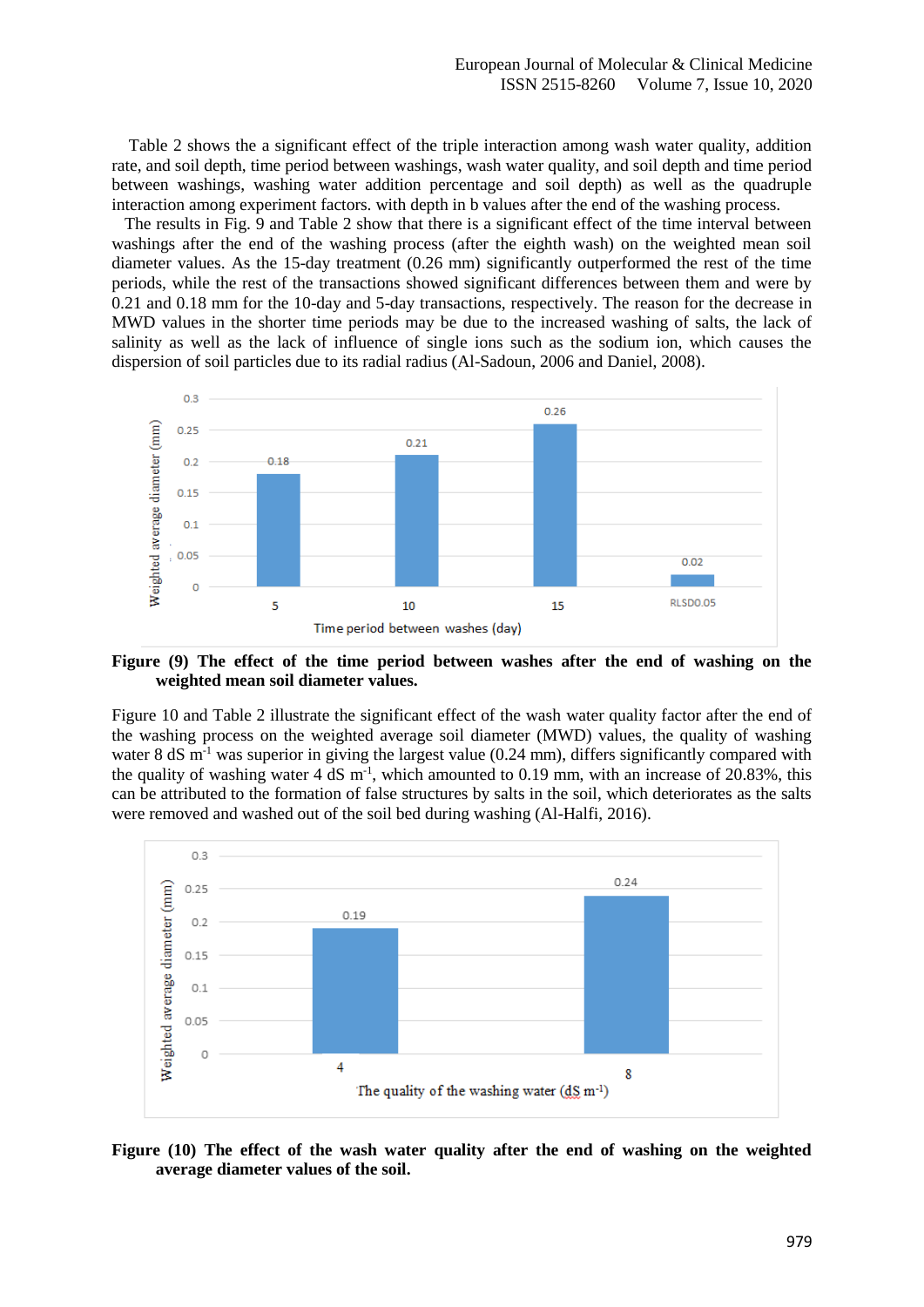Table 2 shows the a significant effect of the triple interaction among wash water quality, addition rate, and soil depth, time period between washings, wash water quality, and soil depth and time period between washings, washing water addition percentage and soil depth) as well as the quadruple interaction among experiment factors. with depth in b values after the end of the washing process.

The results in Fig. 9 and Table 2 show that there is a significant effect of the time interval between washings after the end of the washing process (after the eighth wash) on the weighted mean soil diameter values. As the 15-day treatment (0.26 mm) significantly outperformed the rest of the time periods, while the rest of the transactions showed significant differences between them and were by 0.21 and 0.18 mm for the 10-day and 5-day transactions, respectively. The reason for the decrease in MWD values in the shorter time periods may be due to the increased washing of salts, the lack of salinity as well as the lack of influence of single ions such as the sodium ion, which causes the dispersion of soil particles due to its radial radius (Al-Sadoun, 2006 and Daniel, 2008).

**Figure (9) The effect of the time period between washes after the end of washing on the weighted mean soil diameter values.**

Figure 10 and Table 2 illustrate the significant effect of the wash water quality factor after the end of the washing process on the weighted average soil diameter (MWD) values, the quality of washing water 8 dS $m^{-1}$ was superior in giving the largest value (0.24 mm), differs significantly compared with the quality of washing water 4 dS $m^{-1}$, which amounted to 0.19 mm, with an increase of 20.83%, this can be attributed to the formation of false structures by salts in the soil, which deteriorates as the salts were removed and washed out of the soil bed during washing (Al-Halfi, 2016).

**Figure (10) The effect of the wash water quality after the end of washing on the weighted average diameter values of the soil.**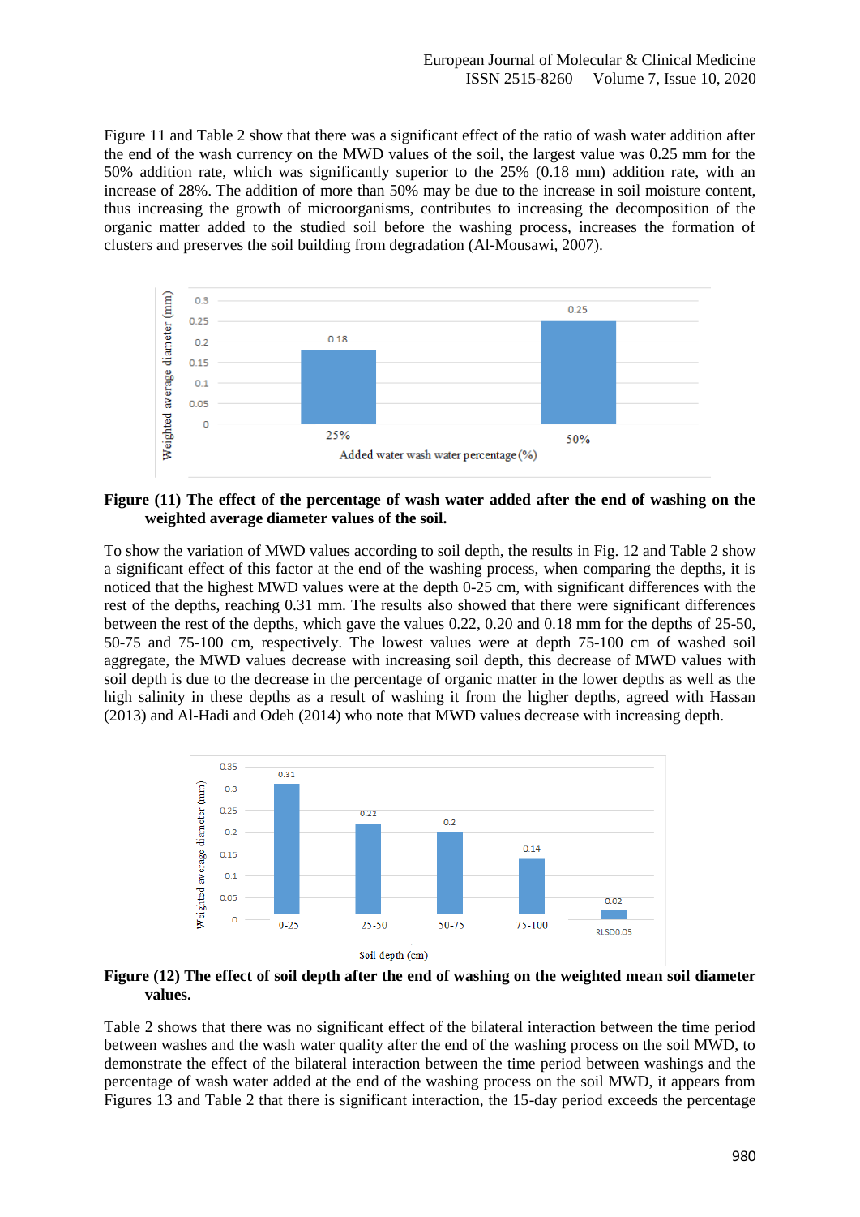Figure 11 and Table 2 show that there was a significant effect of the ratio of wash water addition after the end of the wash currency on the MWD values of the soil, the largest value was 0.25 mm for the 50% addition rate, which was significantly superior to the 25% (0.18 mm) addition rate, with an increase of 28%. The addition of more than 50% may be due to the increase in soil moisture content, thus increasing the growth of microorganisms, contributes to increasing the decomposition of the organic matter added to the studied soil before the washing process, increases the formation of clusters and preserves the soil building from degradation (Al-Mousawi, 2007).

**Figure (11) The effect of the percentage of wash water added after the end of washing on the weighted average diameter values of the soil.**

To show the variation of MWD values according to soil depth, the results in Fig. 12 and Table 2 show a significant effect of this factor at the end of the washing process, when comparing the depths, it is noticed that the highest MWD values were at the depth 0-25 cm, with significant differences with the rest of the depths, reaching 0.31 mm. The results also showed that there were significant differences between the rest of the depths, which gave the values 0.22, 0.20 and 0.18 mm for the depths of 25-50, 50-75 and 75-100 cm, respectively. The lowest values were at depth 75-100 cm of washed soil aggregate, the MWD values decrease with increasing soil depth, this decrease of MWD values with soil depth is due to the decrease in the percentage of organic matter in the lower depths as well as the high salinity in these depths as a result of washing it from the higher depths, agreed with Hassan (2013) and Al-Hadi and Odeh (2014) who note that MWD values decrease with increasing depth.

**Figure (12) The effect of soil depth after the end of washing on the weighted mean soil diameter values.**

Table 2 shows that there was no significant effect of the bilateral interaction between the time period between washes and the wash water quality after the end of the washing process on the soil MWD, to demonstrate the effect of the bilateral interaction between the time period between washings and the percentage of wash water added at the end of the washing process on the soil MWD, it appears from Figures 13 and Table 2 that there is significant interaction, the 15-day period exceeds the percentage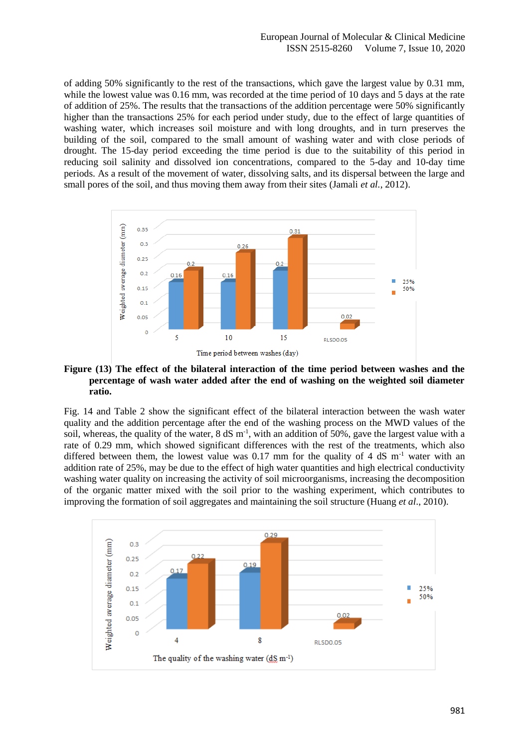of adding 50% significantly to the rest of the transactions, which gave the largest value by 0.31 mm, while the lowest value was 0.16 mm, was recorded at the time period of 10 days and 5 days at the rate of addition of 25%. The results that the transactions of the addition percentage were 50% significantly higher than the transactions 25% for each period under study, due to the effect of large quantities of washing water, which increases soil moisture and with long droughts, and in turn preserves the building of the soil, compared to the small amount of washing water and with close periods of drought. The 15-day period exceeding the time period is due to the suitability of this period in reducing soil salinity and dissolved ion concentrations, compared to the 5-day and 10-day time periods. As a result of the movement of water, dissolving salts, and its dispersal between the large and small pores of the soil, and thus moving them away from their sites (Jamali *et al.*, 2012).

**Figure (13) The effect of the bilateral interaction of the time period between washes and the percentage of wash water added after the end of washing on the weighted soil diameter ratio.**

Fig. 14 and Table 2 show the significant effect of the bilateral interaction between the wash water quality and the addition percentage after the end of the washing process on the MWD values of the soil, whereas, the quality of the water, 8 dS $m^{-1}$, with an addition of 50%, gave the largest value with a rate of 0.29 mm, which showed significant differences with the rest of the treatments, which also differed between them, the lowest value was 0.17 mm for the quality of 4 dS $m^{-1}$ water with an addition rate of 25%, may be due to the effect of high water quantities and high electrical conductivity washing water quality on increasing the activity of soil microorganisms, increasing the decomposition of the organic matter mixed with the soil prior to the washing experiment, which contributes to improving the formation of soil aggregates and maintaining the soil structure (Huang *et al*., 2010).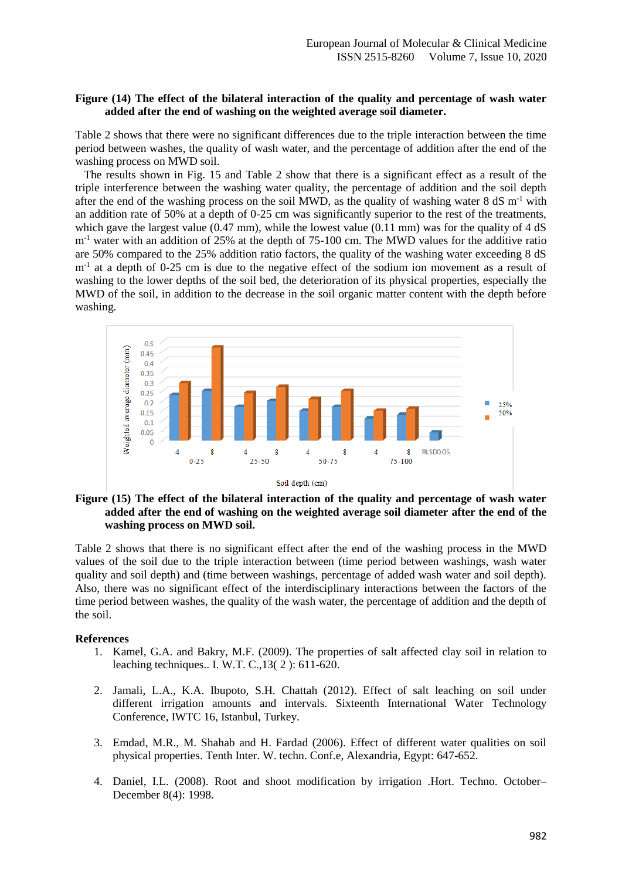**Figure (14) The effect of the bilateral interaction of the quality and percentage of wash water added after the end of washing on the weighted average soil diameter.**

Table 2 shows that there were no significant differences due to the triple interaction between the time period between washes, the quality of wash water, and the percentage of addition after the end of the washing process on MWD soil.

The results shown in Fig. 15 and Table 2 show that there is a significant effect as a result of the triple interference between the washing water quality, the percentage of addition and the soil depth after the end of the washing process on the soil MWD, as the quality of washing water 8 dS $m^{-1}$ with an addition rate of 50% at a depth of 0-25 cm was significantly superior to the rest of the treatments, which gave the largest value (0.47 mm), while the lowest value (0.11 mm) was for the quality of 4 dS $m^{-1}$ water with an addition of 25% at the depth of 75-100 cm. The MWD values for the additive ratio are 50% compared to the 25% addition ratio factors, the quality of the washing water exceeding 8 dS $m^{-1}$ at a depth of 0-25 cm is due to the negative effect of the sodium ion movement as a result of washing to the lower depths of the soil bed, the deterioration of its physical properties, especially the MWD of the soil, in addition to the decrease in the soil organic matter content with the depth before washing.

**Figure (15) The effect of the bilateral interaction of the quality and percentage of wash water added after the end of washing on the weighted average soil diameter after the end of the washing process on MWD soil.**

Table 2 shows that there is no significant effect after the end of the washing process in the MWD values of the soil due to the triple interaction between (time period between washings, wash water quality and soil depth) and (time between washings, percentage of added wash water and soil depth). Also, there was no significant effect of the interdisciplinary interactions between the factors of the time period between washes, the quality of the wash water, the percentage of addition and the depth of the soil.

**References**

1. Kamel, G.A. and Bakry, M.F. (2009). The properties of salt affected clay soil in relation to leaching techniques.. I. W.T. C.,13( 2 ): 611-620.
2. Jamali, L.A., K.A. Ibupoto, S.H. Chattah (2012). Effect of salt leaching on soil under different irrigation amounts and intervals. Sixteenth International Water Technology Conference, IWTC 16, Istanbul, Turkey.
3. Emdad, M.R., M. Shahab and H. Fardad (2006). Effect of different water qualities on soil physical properties. Tenth Inter. W. techn. Conf.e, Alexandria, Egypt: 647-652.
4. Daniel, I.L. (2008). Root and shoot modification by irrigation .Hort. Techno. October–December 8(4): 1998.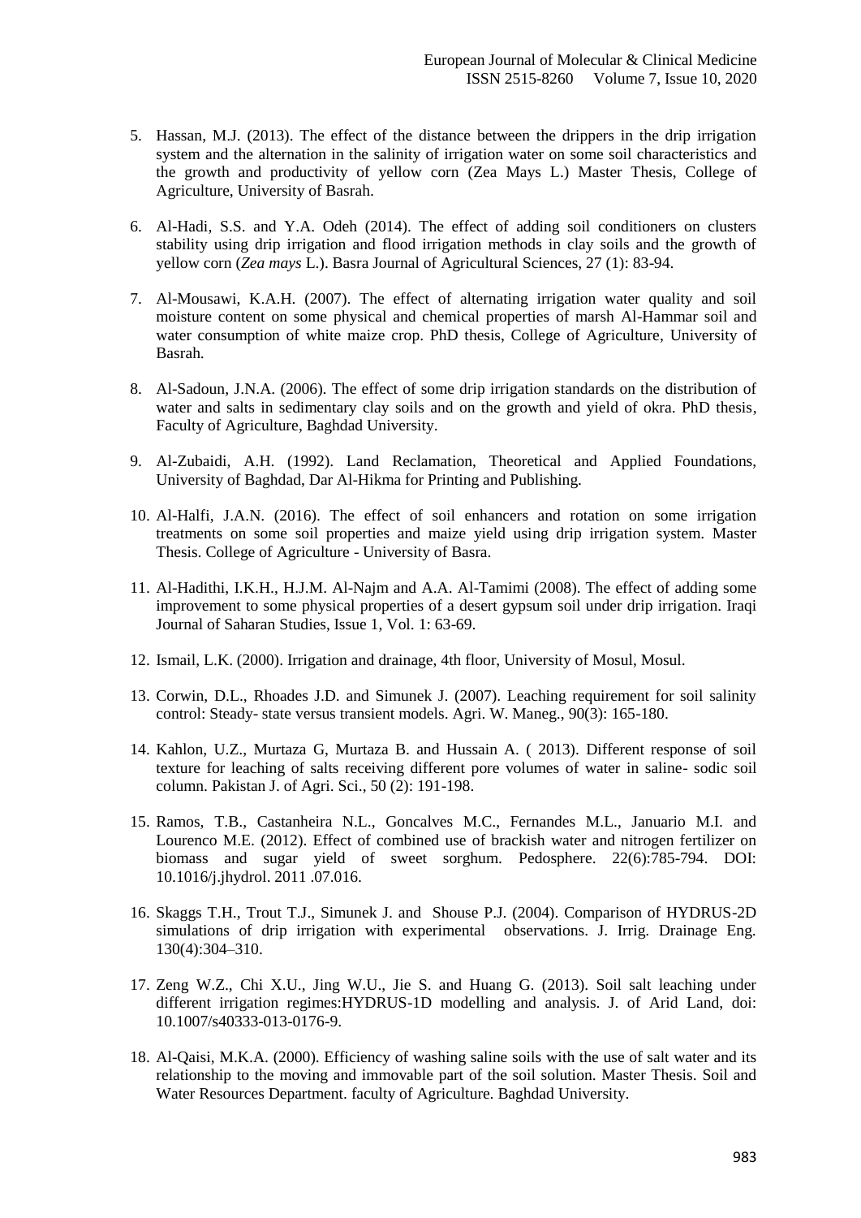5. Hassan, M.J. (2013). The effect of the distance between the drippers in the drip irrigation system and the alternation in the salinity of irrigation water on some soil characteristics and the growth and productivity of yellow corn (Zea Mays L.) Master Thesis, College of Agriculture, University of Basrah.

6. Al-Hadi, S.S. and Y.A. Odeh (2014). The effect of adding soil conditioners on clusters stability using drip irrigation and flood irrigation methods in clay soils and the growth of yellow corn (*Zea mays* L.). Basra Journal of Agricultural Sciences, 27 (1): 83-94.

7. Al-Mousawi, K.A.H. (2007). The effect of alternating irrigation water quality and soil moisture content on some physical and chemical properties of marsh Al-Hammar soil and water consumption of white maize crop. PhD thesis, College of Agriculture, University of Basrah.

8. Al-Sadoun, J.N.A. (2006). The effect of some drip irrigation standards on the distribution of water and salts in sedimentary clay soils and on the growth and yield of okra. PhD thesis, Faculty of Agriculture, Baghdad University.

9. Al-Zubaidi, A.H. (1992). Land Reclamation, Theoretical and Applied Foundations, University of Baghdad, Dar Al-Hikma for Printing and Publishing.

10. Al-Halfi, J.A.N. (2016). The effect of soil enhancers and rotation on some irrigation treatments on some soil properties and maize yield using drip irrigation system. Master Thesis. College of Agriculture - University of Basra.

11. Al-Hadithi, I.K.H., H.J.M. Al-Najm and A.A. Al-Tamimi (2008). The effect of adding some improvement to some physical properties of a desert gypsum soil under drip irrigation. Iraqi Journal of Saharan Studies, Issue 1, Vol. 1: 63-69.

12. Ismail, L.K. (2000). Irrigation and drainage, 4th floor, University of Mosul, Mosul.

13. Corwin, D.L., Rhoades J.D. and Simunek J. (2007). Leaching requirement for soil salinity control: Steady- state versus transient models. Agri. W. Maneg., 90(3): 165-180.

14. Kahlon, U.Z., Murtaza G, Murtaza B. and Hussain A. ( 2013). Different response of soil texture for leaching of salts receiving different pore volumes of water in saline- sodic soil column. Pakistan J. of Agri. Sci., 50 (2): 191-198.

15. Ramos, T.B., Castanheira N.L., Goncalves M.C., Fernandes M.L., Januario M.I. and Lourenco M.E. (2012). Effect of combined use of brackish water and nitrogen fertilizer on biomass and sugar yield of sweet sorghum. Pedosphere. 22(6):785-794. DOI: 10.1016/j.jhydrol. 2011 .07.016.

16. Skaggs T.H., Trout T.J., Simunek J. and Shouse P.J. (2004). Comparison of HYDRUS-2D simulations of drip irrigation with experimental observations. J. Irrig. Drainage Eng. 130(4):304–310.

17. Zeng W.Z., Chi X.U., Jing W.U., Jie S. and Huang G. (2013). Soil salt leaching under different irrigation regimes:HYDRUS-1D modelling and analysis. J. of Arid Land, doi: 10.1007/s40333-013-0176-9.

18. Al-Qaisi, M.K.A. (2000). Efficiency of washing saline soils with the use of salt water and its relationship to the moving and immovable part of the soil solution. Master Thesis. Soil and Water Resources Department. faculty of Agriculture. Baghdad University.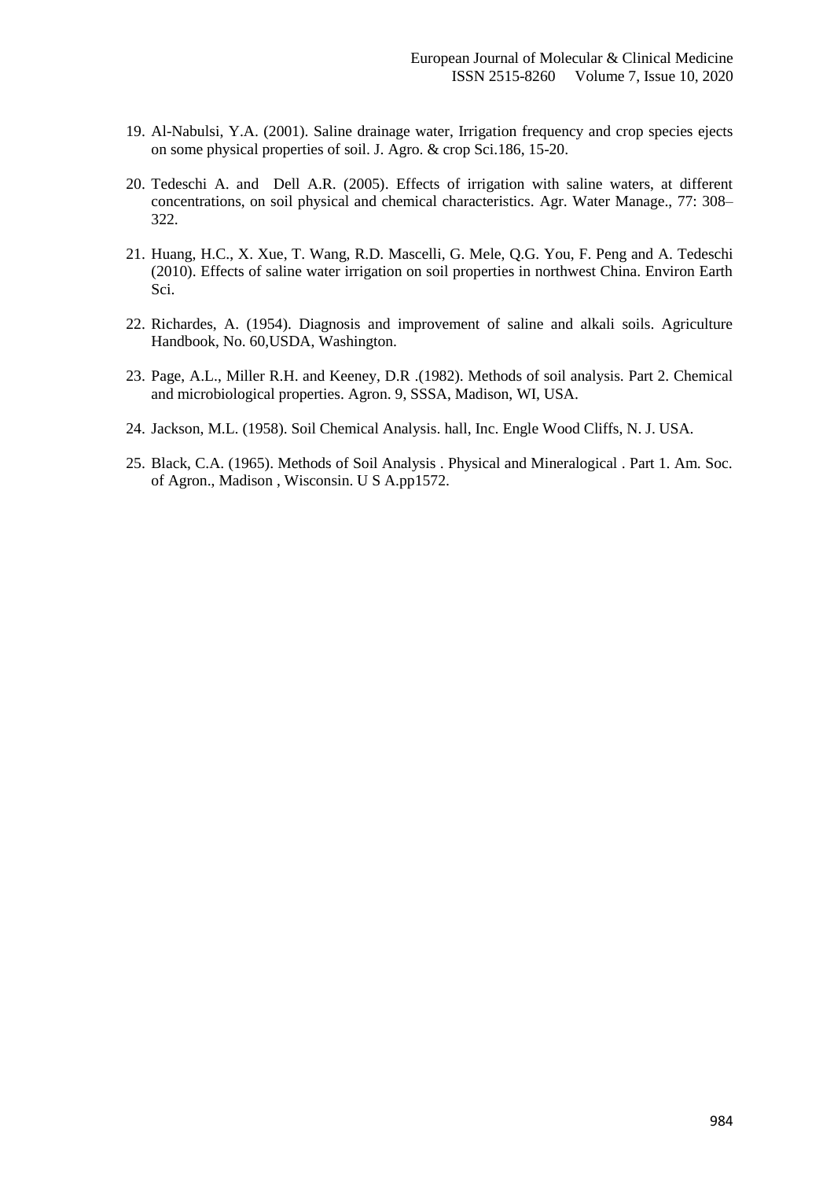19. Al-Nabulsi, Y.A. (2001). Saline drainage water, Irrigation frequency and crop species ejects on some physical properties of soil. J. Agro. & crop Sci.186, 15-20.

20. Tedeschi A. and  Dell A.R. (2005). Effects of irrigation with saline waters, at different concentrations, on soil physical and chemical characteristics. Agr. Water Manage., 77: 308–322.

21. Huang, H.C., X. Xue, T. Wang, R.D. Mascelli, G. Mele, Q.G. You, F. Peng and A. Tedeschi (2010). Effects of saline water irrigation on soil properties in northwest China. Environ Earth Sci.

22. Richardes, A. (1954). Diagnosis and improvement of saline and alkali soils. Agriculture Handbook, No. 60,USDA, Washington.

23. Page, A.L., Miller R.H. and Keeney, D.R .(1982). Methods of soil analysis. Part 2. Chemical and microbiological properties. Agron. 9, SSSA, Madison, WI, USA.

24. Jackson, M.L. (1958). Soil Chemical Analysis. hall, Inc. Engle Wood Cliffs, N. J. USA.

25. Black, C.A. (1965). Methods of Soil Analysis . Physical and Mineralogical . Part 1. Am. Soc. of Agron., Madison , Wisconsin. U S A.pp1572.